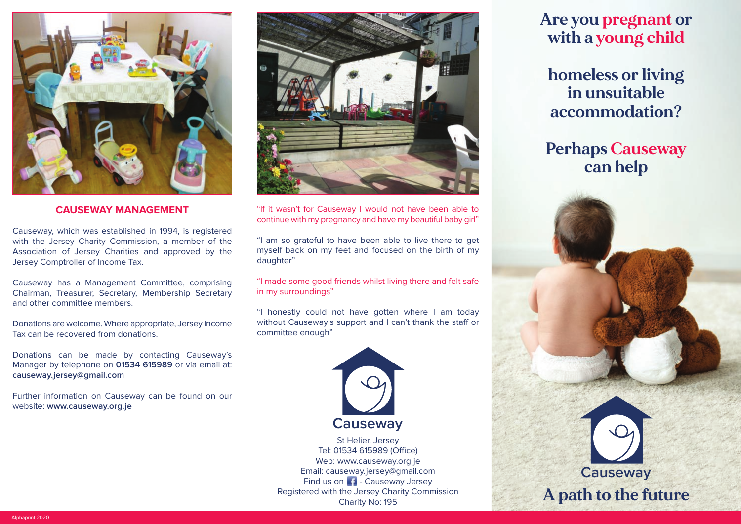## CAUSEWAY MANAGEMENT

Causeway, which was established in 1994, is registered with the Jersey Charity Commission, a member of the Association of Jersey Charities and approved by the Jersey Comptroller of Income Tax.

Causeway has a Management Committee, comprising Chairman, Treasurer, Secretary, Membership Secretary and other committee members.

Donations are welcome. Where appropriate, Jersey Income Tax can be recovered from donations.

Donations can be made by contacting Causeway's Manager by telephone on **01534 615989** or via email at: **causeway.jersey@gmail.com**

Further information on Causeway can be found on our website: **www.causeway.org.je**

"If it wasn't for Causeway I would not have been able to continue with my pregnancy and have my beautiful baby girl"

"I am so grateful to have been able to live there to get myself back on my feet and focused on the birth of my daughter"

"I made some good friends whilst living there and felt safe in my surroundings"

"I honestly could not have gotten where I am today without Causeway's support and I can't thank the staff or committee enough"

Causeway

St Helier, Jersey
Tel: 01534 615989 (Office)
Web: www.causeway.org.je
Email: causeway.jersey@gmail.com
Find us on Facebook - Causeway Jersey
Registered with the Jersey Charity Commission
Charity No: 195

# Are you pregnant or with a young child

# homeless or living in unsuitable accommodation?

# Perhaps Causeway can help

Causeway

**A path to the future**

Alphaprint 2020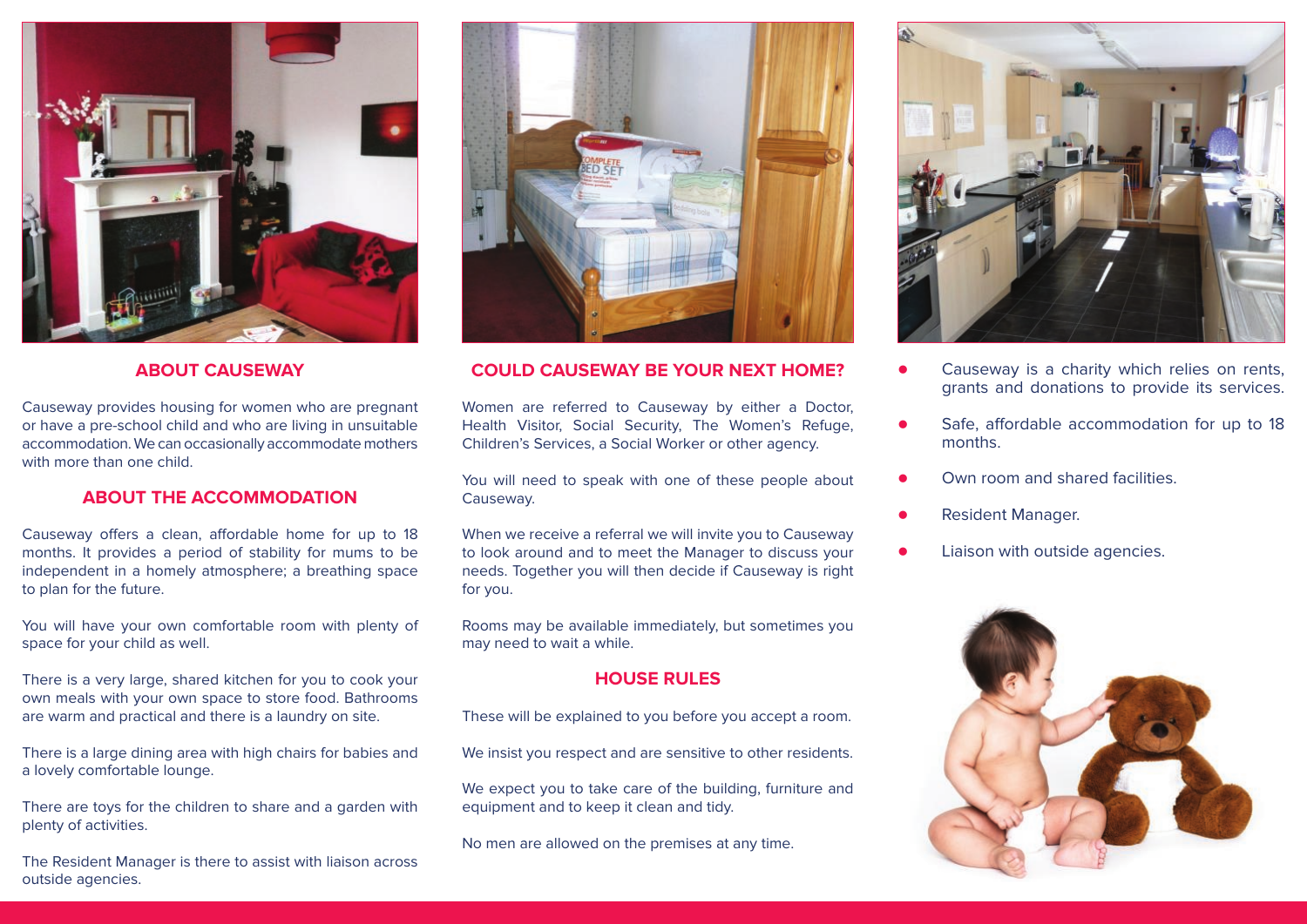## ABOUT CAUSEWAY

Causeway provides housing for women who are pregnant or have a pre-school child and who are living in unsuitable accommodation. We can occasionally accommodate mothers with more than one child.

## ABOUT THE ACCOMMODATION

Causeway offers a clean, affordable home for up to 18 months. It provides a period of stability for mums to be independent in a homely atmosphere; a breathing space to plan for the future.

You will have your own comfortable room with plenty of space for your child as well.

There is a very large, shared kitchen for you to cook your own meals with your own space to store food. Bathrooms are warm and practical and there is a laundry on site.

There is a large dining area with high chairs for babies and a lovely comfortable lounge.

There are toys for the children to share and a garden with plenty of activities.

The Resident Manager is there to assist with liaison across outside agencies.

## COULD CAUSEWAY BE YOUR NEXT HOME?

Women are referred to Causeway by either a Doctor, Health Visitor, Social Security, The Women's Refuge, Children's Services, a Social Worker or other agency.

You will need to speak with one of these people about Causeway.

When we receive a referral we will invite you to Causeway to look around and to meet the Manager to discuss your needs. Together you will then decide if Causeway is right for you.

Rooms may be available immediately, but sometimes you may need to wait a while.

## HOUSE RULES

These will be explained to you before you accept a room.

We insist you respect and are sensitive to other residents.

We expect you to take care of the building, furniture and equipment and to keep it clean and tidy.

No men are allowed on the premises at any time.

- Causeway is a charity which relies on rents, grants and donations to provide its services.
- Safe, affordable accommodation for up to 18 months.
- Own room and shared facilities.
- Resident Manager.
- Liaison with outside agencies.